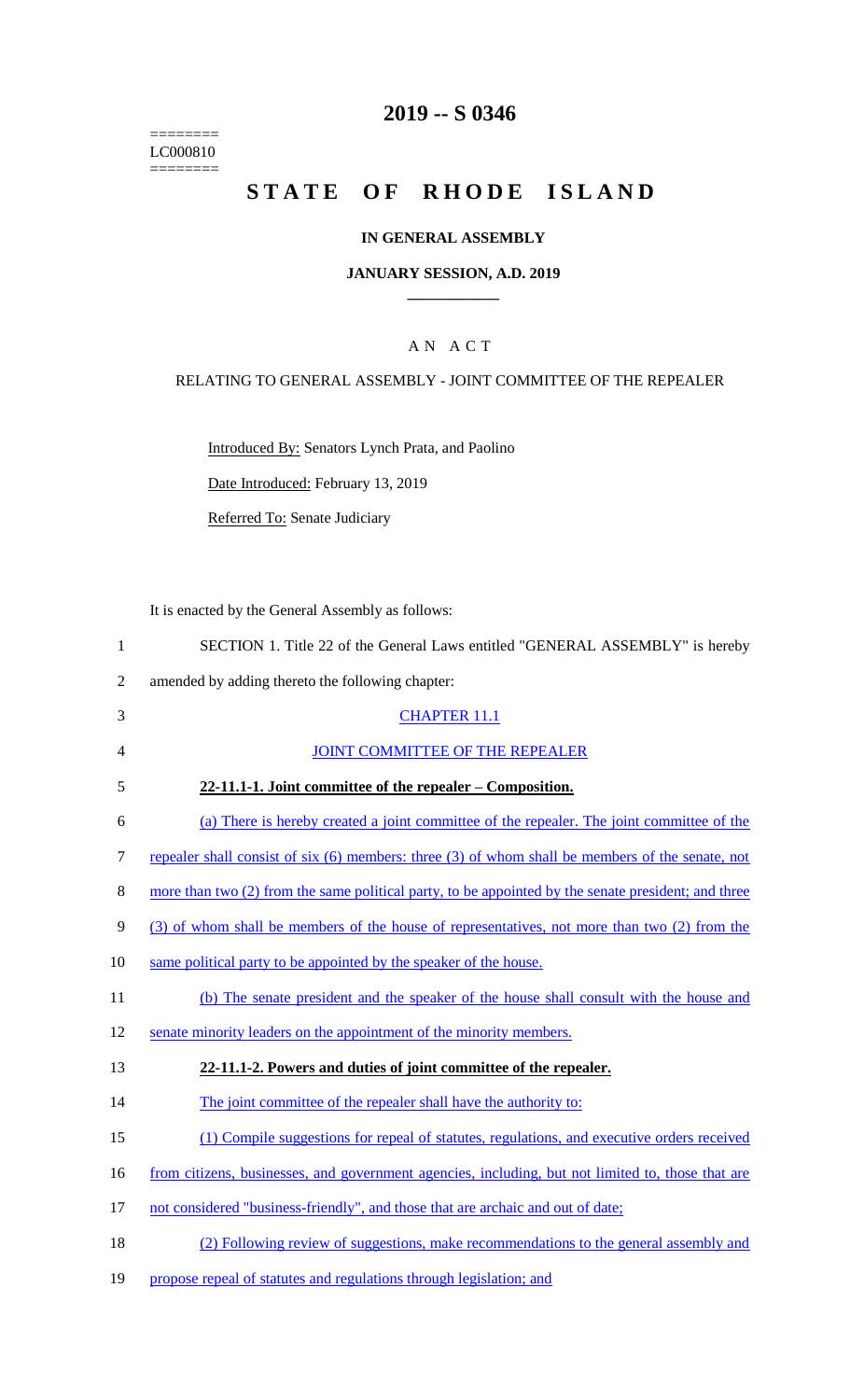========
LC000810
========

# 2019 -- S 0346

# STATE OF RHODE ISLAND

## IN GENERAL ASSEMBLY

### JANUARY SESSION, A.D. 2019

### A N A C T

RELATING TO GENERAL ASSEMBLY - JOINT COMMITTEE OF THE REPEALER

Introduced By: Senators Lynch Prata, and Paolino

Date Introduced: February 13, 2019

Referred To: Senate Judiciary

It is enacted by the General Assembly as follows:

1 SECTION 1. Title 22 of the General Laws entitled "GENERAL ASSEMBLY" is hereby
2 amended by adding thereto the following chapter:

3 CHAPTER 11.1

4 JOINT COMMITTEE OF THE REPEALER

5 **22-11.1-1. Joint committee of the repealer – Composition.**

6 (a) There is hereby created a joint committee of the repealer. The joint committee of the
7 repealer shall consist of six (6) members: three (3) of whom shall be members of the senate, not
8 more than two (2) from the same political party, to be appointed by the senate president; and three
9 (3) of whom shall be members of the house of representatives, not more than two (2) from the
10 same political party to be appointed by the speaker of the house.

11 (b) The senate president and the speaker of the house shall consult with the house and
12 senate minority leaders on the appointment of the minority members.

13 **22-11.1-2. Powers and duties of joint committee of the repealer.**

14 The joint committee of the repealer shall have the authority to:

15 (1) Compile suggestions for repeal of statutes, regulations, and executive orders received
16 from citizens, businesses, and government agencies, including, but not limited to, those that are
17 not considered "business-friendly", and those that are archaic and out of date;

18 (2) Following review of suggestions, make recommendations to the general assembly and
19 propose repeal of statutes and regulations through legislation; and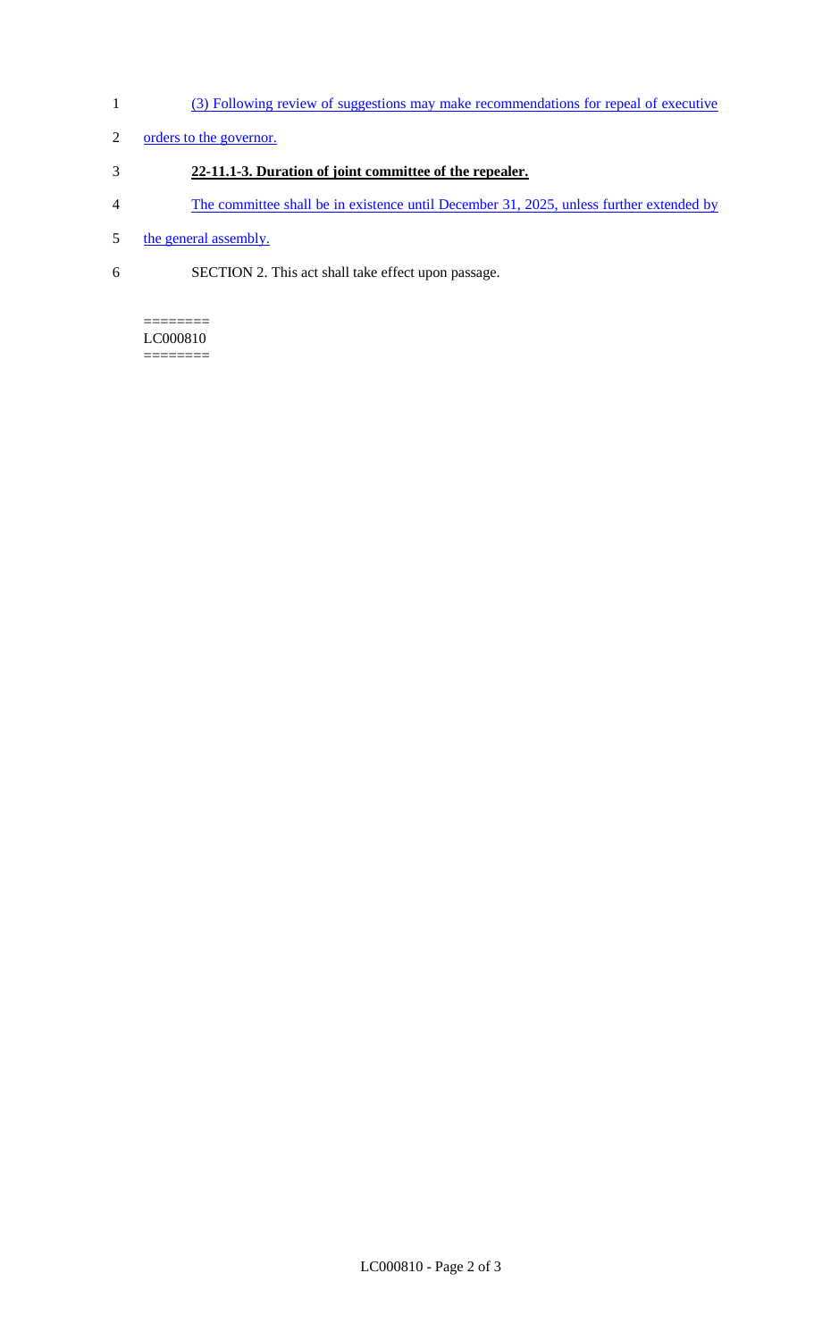(3) Following review of suggestions may make recommendations for repeal of executive orders to the governor.

**22-11.1-3. Duration of joint committee of the repealer.**

The committee shall be in existence until December 31, 2025, unless further extended by the general assembly.

SECTION 2. This act shall take effect upon passage.

========
LC000810
========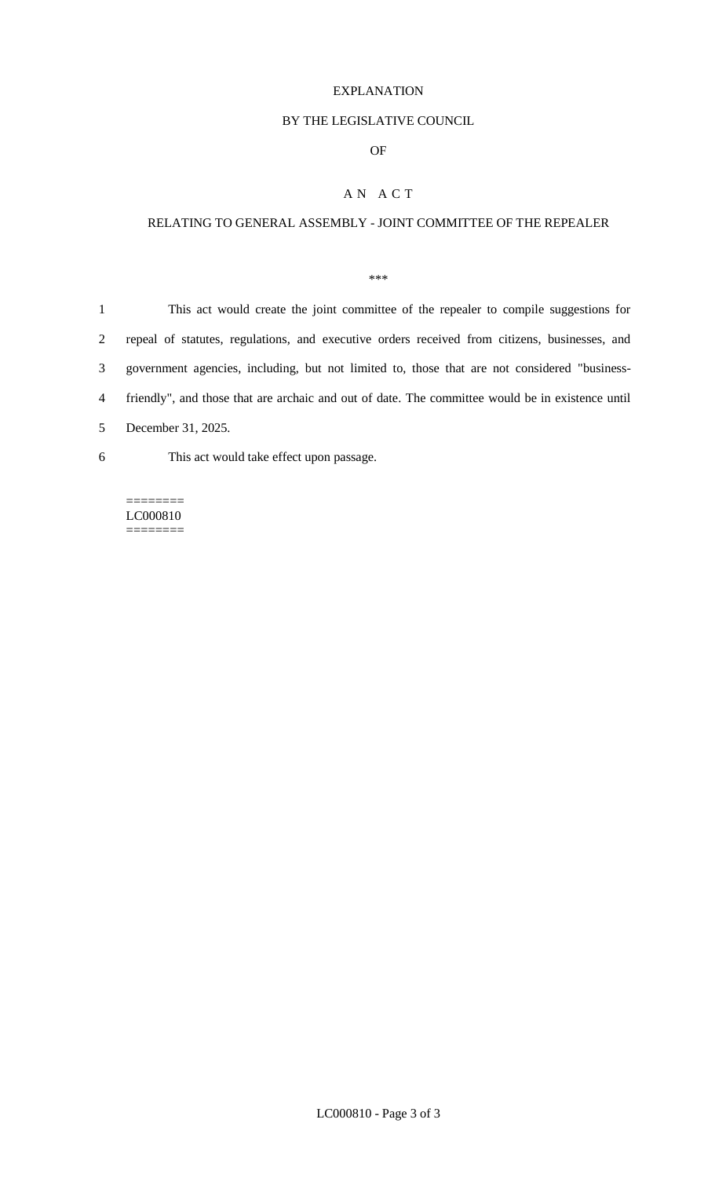EXPLANATION

BY THE LEGISLATIVE COUNCIL

OF

A N A C T

RELATING TO GENERAL ASSEMBLY - JOINT COMMITTEE OF THE REPEALER

\*\*\*

1 This act would create the joint committee of the repealer to compile suggestions for
2 repeal of statutes, regulations, and executive orders received from citizens, businesses, and
3 government agencies, including, but not limited to, those that are not considered "business-
4 friendly", and those that are archaic and out of date. The committee would be in existence until
5 December 31, 2025.

6 This act would take effect upon passage.

========
LC000810
========